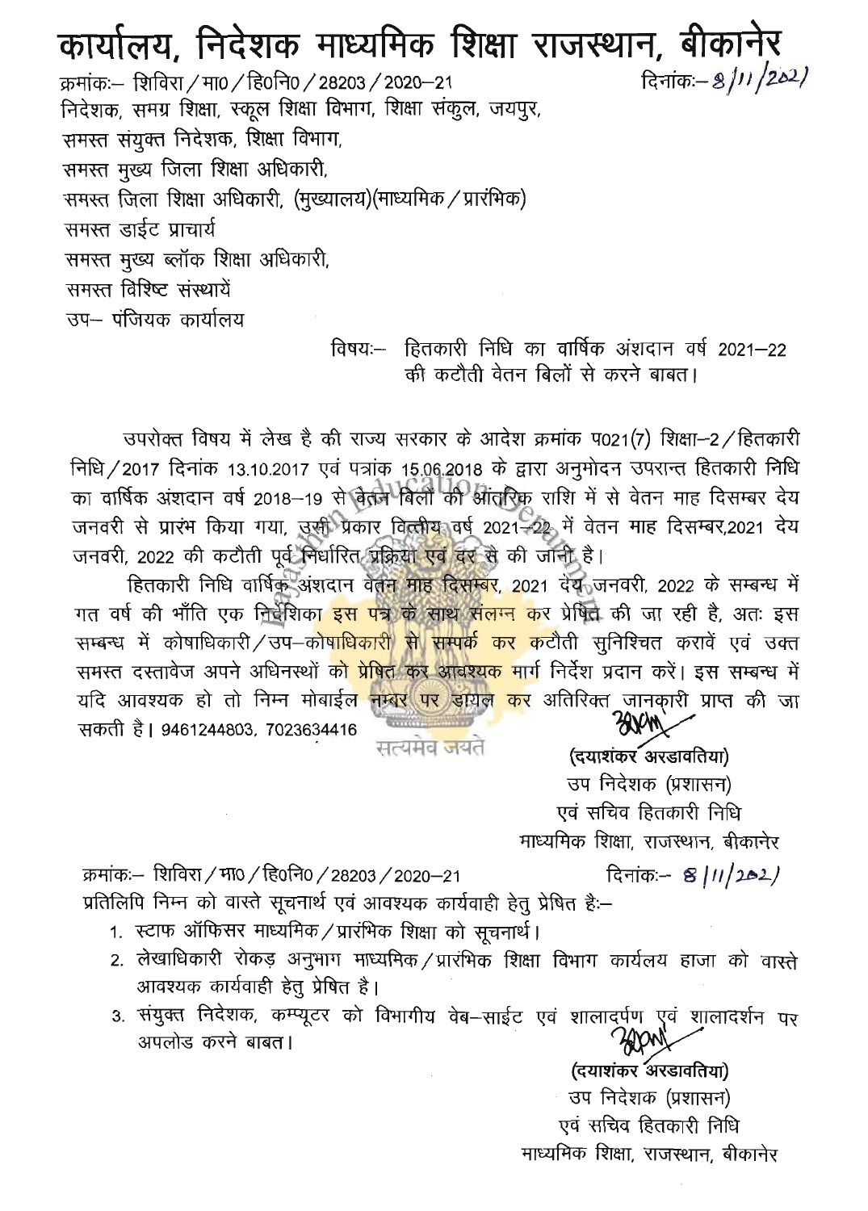# कार्यालय, निदेशक माध्यमिक शिक्षा राजस्थान, बीकानेर

क्रमांकः– शिविरा/मा0/हि0नि0/28203/2020–21 दिनांकः– 8/11/2021

निदेशक, समग्र शिक्षा, स्कूल शिक्षा विभाग, शिक्षा संकुल, जयपुर,
समस्त संयुक्त निदेशक, शिक्षा विभाग,
समस्त मुख्य जिला शिक्षा अधिकारी,
समस्त जिला शिक्षा अधिकारी, (मुख्यालय)(माध्यमिक/प्रारंभिक)
समस्त डाईट प्राचार्य
समस्त मुख्य ब्लॉक शिक्षा अधिकारी,
समस्त विशिष्ट संस्थायें
उप– पंजियक कार्यालय

विषयः– हितकारी निधि का वार्षिक अंशदान वर्ष 2021–22 की कटौती वेतन बिलों से करने बाबत।

उपरोक्त विषय में लेख है की राज्य सरकार के आदेश क्रमांक प021(7) शिक्षा–2/हितकारी निधि/2017 दिनांक 13.10.2017 एवं पत्रांक 15.06.2018 के द्वारा अनुमोदन उपरान्त हितकारी निधि का वार्षिक अंशदान वर्ष 2018–19 से वेतन बिलों की आंतरिक राशि में से वेतन माह दिसम्बर देय जनवरी से प्रारंभ किया गया, उसी प्रकार वित्तीय वर्ष 2021–22 में वेतन माह दिसम्बर,2021 देय जनवरी, 2022 की कटौती पूर्व निर्धारित प्रक्रिया एवं दर से की जानी है।

हितकारी निधि वार्षिक अंशदान वेतन माह दिसम्बर, 2021 देय जनवरी, 2022 के सम्बन्ध में गत वर्ष की भाँति एक निर्देशिका इस पत्र के साथ संलग्न कर प्रेषित की जा रही है, अतः इस सम्बन्ध में कोषाधिकारी/उप–कोषाधिकारी से सम्पर्क कर कटौती सुनिश्चित करावें एवं उक्त समस्त दस्तावेज अपने अधिनस्थों को प्रेषित कर आवश्यक मार्ग निर्देश प्रदान करें। इस सम्बन्ध में यदि आवश्यक हो तो निम्न मोबाईल नम्बर पर डायल कर अतिरिक्त जानकारी प्राप्त की जा सकती है। 9461244803, 7023634416

(दयाशंकर अरडावतिया)
उप निदेशक (प्रशासन)
एवं सचिव हितकारी निधि
माध्यमिक शिक्षा, राजस्थान, बीकानेर

क्रमांकः– शिविरा/मा0/हि0नि0/28203/2020–21 दिनांकः– 8/11/2021

प्रतिलिपि निम्न को वास्ते सूचनार्थ एवं आवश्यक कार्यवाही हेतु प्रेषित हैः–

1. स्टाफ ऑफिसर माध्यमिक/प्रारंभिक शिक्षा को सूचनार्थ।
2. लेखाधिकारी रोकड़ अनुभाग माध्यमिक/प्रारंभिक शिक्षा विभाग कार्यलय हाजा को वास्ते आवश्यक कार्यवाही हेतु प्रेषित है।
3. संयुक्त निदेशक, कम्प्यूटर को विभागीय वेब–साईट एवं शालादर्पण एवं शालादर्शन पर अपलोड करने बाबत।

(दयाशंकर अरडावतिया)
उप निदेशक (प्रशासन)
एवं सचिव हितकारी निधि
माध्यमिक शिक्षा, राजस्थान, बीकानेर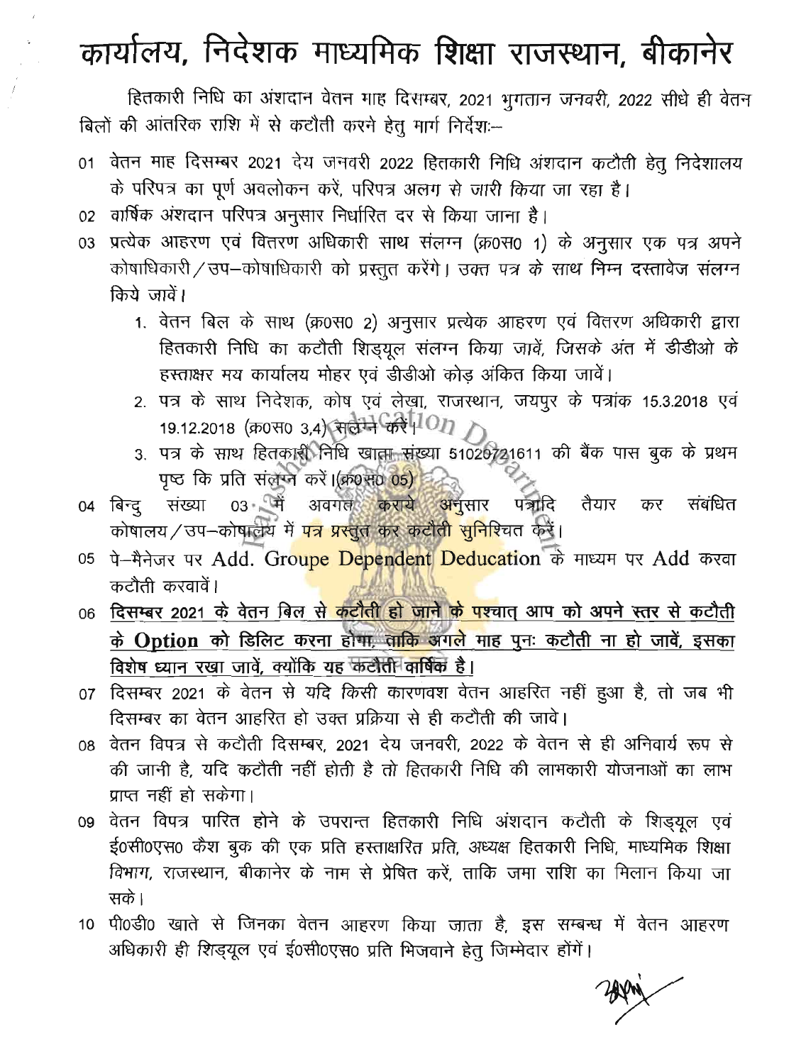# कार्यालय, निदेशक माध्यमिक शिक्षा राजस्थान, बीकानेर

हितकारी निधि का अंशदान वेतन माह दिसम्बर, 2021 भुगतान जनवरी, 2022 सीधे ही वेतन बिलों की आंतरिक राशि में से कटौती करने हेतु मार्ग निर्देशः–

01 वेतन माह दिसम्बर 2021 देय जनवरी 2022 हितकारी निधि अंशदान कटौती हेतु निदेशालय के परिपत्र का पूर्ण अवलोकन करें, परिपत्र अलग से जारी किया जा रहा है।

02 वार्षिक अंशदान परिपत्र अनुसार निर्धारित दर से किया जाना है।

03 प्रत्येक आहरण एवं वितरण अधिकारी साथ संलग्न (क्र0स0 1) के अनुसार एक पत्र अपने कोषाधिकारी / उप–कोषाधिकारी को प्रस्तुत करेंगे। उक्त पत्र के साथ निम्न दस्तावेज संलग्न किये जावें।

1. वेतन बिल के साथ (क्र0स0 2) अनुसार प्रत्येक आहरण एवं वितरण अधिकारी द्वारा हितकारी निधि का कटौती शिड्यूल संलग्न किया जावें, जिसके अंत में डीडीओ के हस्ताक्षर मय कार्यालय मोहर एवं डीडीओ कोड़ अंकित किया जावें।
2. पत्र के साथ निदेशक, कोष एवं लेखा, राजस्थान, जयपुर के पत्रांक 15.3.2018 एवं 19.12.2018 (क्र0स0 3,4) संलग्न करें।
3. पत्र के साथ हितकारी निधि खाता संख्या 51020721611 की बैंक पास बुक के प्रथम पृष्ठ कि प्रति संलग्न करें।(क्र0स0 05)

04 बिन्दु संख्या 03 में अवगत कराये अनुसार पत्रादि तैयार कर संबंधित कोषालय / उप–कोषालय में पत्र प्रस्तुत कर कटौती सुनिश्चित करें।

05 पे–मैनेजर पर Add. Groupe Dependent Deducation के माध्यम पर Add करवा कटौती करवावें।

06 **दिसम्बर 2021 के वेतन बिल से कटौती हो जाने के पश्चात् आप को अपने स्तर से कटौती के Option को डिलिट करना होगा, ताकि अगले माह पुनः कटौती ना हो जावें, इसका विशेष ध्यान रखा जावें, क्योंकि यह कटौती वार्षिक है।**

07 दिसम्बर 2021 के वेतन से यदि किसी कारणवश वेतन आहरित नहीं हुआ है, तो जब भी दिसम्बर का वेतन आहरित हो उक्त प्रक्रिया से ही कटौती की जावे।

08 वेतन विपत्र से कटौती दिसम्बर, 2021 देय जनवरी, 2022 के वेतन से ही अनिवार्य रूप से की जानी है, यदि कटौती नहीं होती है तो हितकारी निधि की लाभकारी योजनाओं का लाभ प्राप्त नहीं हो सकेगा।

09 वेतन विपत्र पारित होने के उपरान्त हितकारी निधि अंशदान कटौती के शिड्यूल एवं ई0सी0एस0 कैश बुक की एक प्रति हस्ताक्षरित प्रति, अध्यक्ष हितकारी निधि, माध्यमिक शिक्षा विभाग, राजस्थान, बीकानेर के नाम से प्रेषित करें, ताकि जमा राशि का मिलान किया जा सके।

10 पी0डी0 खाते से जिनका वेतन आहरण किया जाता है, इस सम्बन्ध में वेतन आहरण अधिकारी ही शिड्यूल एवं ई0सी0एस0 प्रति भिजवाने हेतु जिम्मेदार होंगें।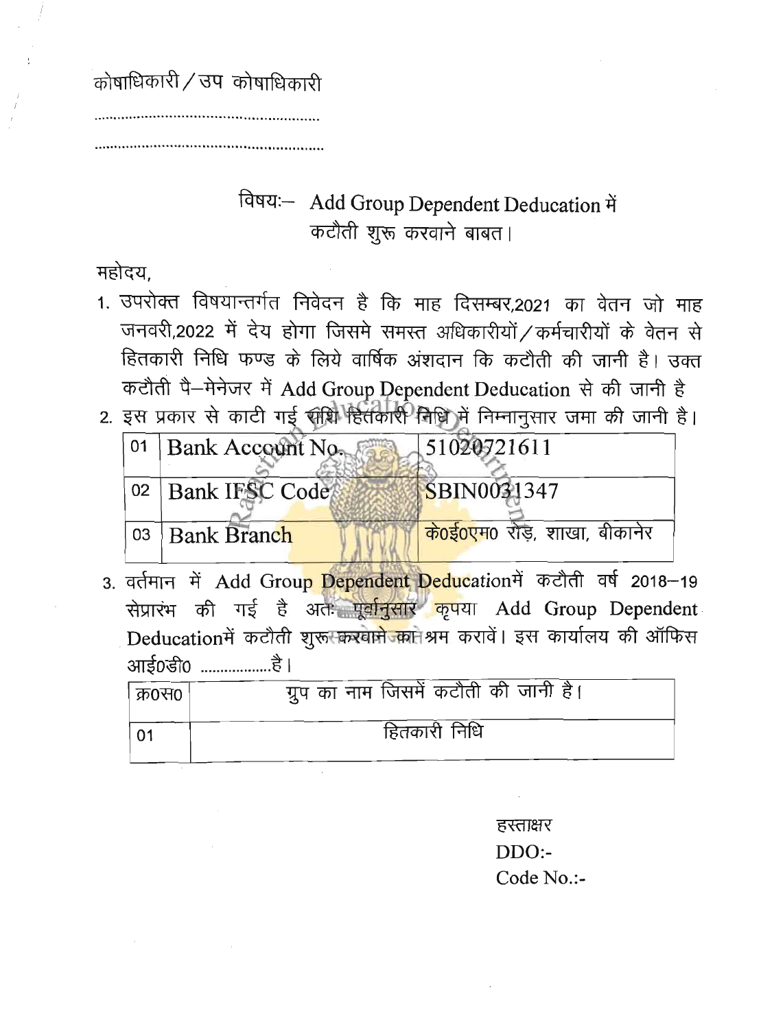कोषाधिकारी / उप कोषाधिकारी

........................................................

........................................................

विषयः– Add Group Dependent Deducation में कटौती शुरू करवाने बाबत।

महोदय,

1. उपरोक्त विषयान्तर्गत निवेदन है कि माह दिसम्बर,2021 का वेतन जो माह जनवरी,2022 में देय होगा जिसमे समस्त अधिकारीयों / कर्मचारीयों के वेतन से हितकारी निधि फण्ड के लिये वार्षिक अंशदान कि कटौती की जानी है। उक्त कटौती पै–मेनेजर में Add Group Dependent Deducation से की जानी है
2. इस प्रकार से काटी गई राशि हितकारी निधि में निम्नानुसार जमा की जानी है।

| 01 | Bank Account No. | 51020721611 |
|---|---|---|
| 02 | Bank IFSC Code | SBIN0031347 |
| 03 | Bank Branch | के0ई0एम0 रोड, शाखा, बीकानेर |

3. वर्तमान में Add Group Dependent Deducationमें कटौती वर्ष 2018–19 सेप्रारंभ की गई है अतः पूर्वानुसार कृपया Add Group Dependent Deducationमें कटौती शुरू करवाने का श्रम करावें। इस कार्यालय की ऑफिस आई0डी0 .................है।

| क्र0स0 | ग्रुप का नाम जिसमें कटौती की जानी है। |
|---|---|
| 01 | हितकारी निधि |

हस्ताक्षर

DDO:-

Code No.:-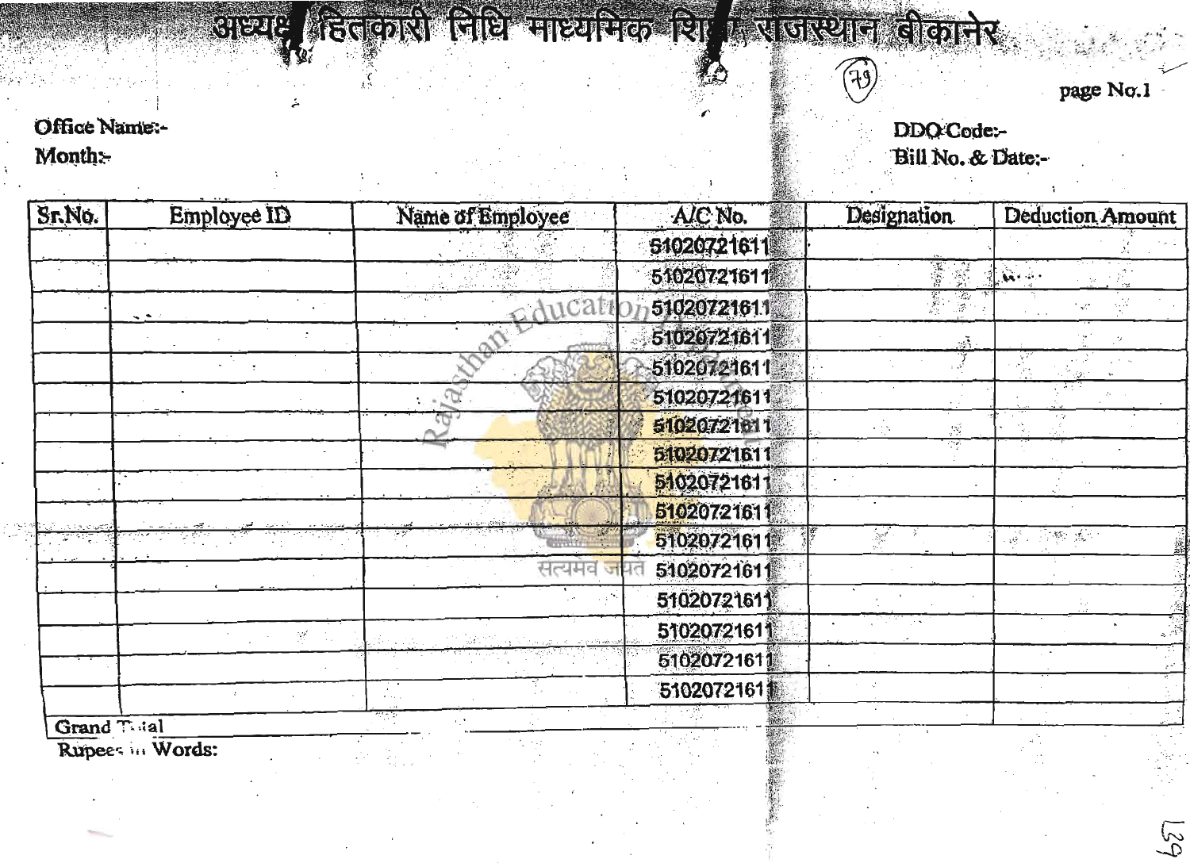# अध्यक्ष हितकारी निधि माध्यमिक शिक्षा राजस्थान बीकानेर

page No.1

**Office Name:-**
**Month:-**

**DDO Code:-**
**Bill No. & Date:-**

| Sr.No. | Employee ID | Name of Employee | A/C No. | Designation | Deduction Amount |
|---|---|---|---|---|---|
| | | | 51020721611 | | |
| | | | 51020721611 | | |
| | | | 51020721611 | | |
| | | | 51020721611 | | |
| | | | 51020721611 | | |
| | | | 51020721611 | | |
| | | | 51020721611 | | |
| | | | 51020721611 | | |
| | | | 51020721611 | | |
| | | | 51020721611 | | |
| | | | 51020721611 | | |
| | | | 51020721611 | | |
| | | | 51020721611 | | |
| | | | 51020721611 | | |
| | | | 51020721611 | | |
| | | | 51020721611 | | |
| Grand Total | | | | | |

Rupees in Words: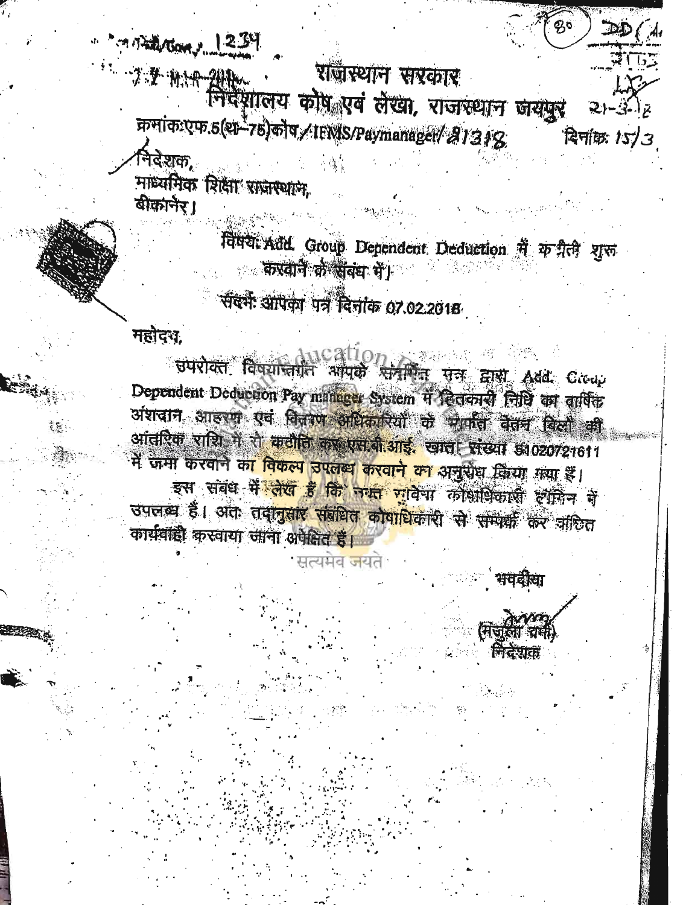.../Com/...1234

7-1-M-A-2018

# राजस्थान सरकार

## निदेशालय कोष एवं लेखा, राजस्थान जयपुर

क्रमांक:एफ.5(थ-75)कोष/IFMS/Paymanager/ 81318 दिनांक: 15/3

निदेशक,
माध्यमिक शिक्षा राजस्थान,
बीकानेर।

विषय: Add. Group Dependent Deduction में कटौती शुरू करवाने के संबंध में।

संदर्भ: आपका पत्र दिनांक 07.02.2018

महोदय,

उपरोक्त विषयान्तर्गत आपके संदर्भित पत्र द्वारा Add. Group Dependent Deduction Pay manager System में हितकारी निधि का वार्षिक अंशदान आहरण एवं वितरण अधिकारियों के मार्फत वेतन बिलों की आंतरिक राशि में से कटौति कर एस.बी.आई. खाता संख्या 51020721611 में जमा करवाने का विकल्प उपलब्ध करवाने का अनुरोध किया गया है।

इस संबंध में लेख है कि उक्त सुविधा कोषाधिकारी लॉगिन में उपलब्ध है। अतः तदानुसार संबंधित कोषाधिकारी से सम्पर्क कर वांछित कार्यवाही करवाया जाना अपेक्षित है।

भवदीया

(मंजुला शर्मा)
निदेशक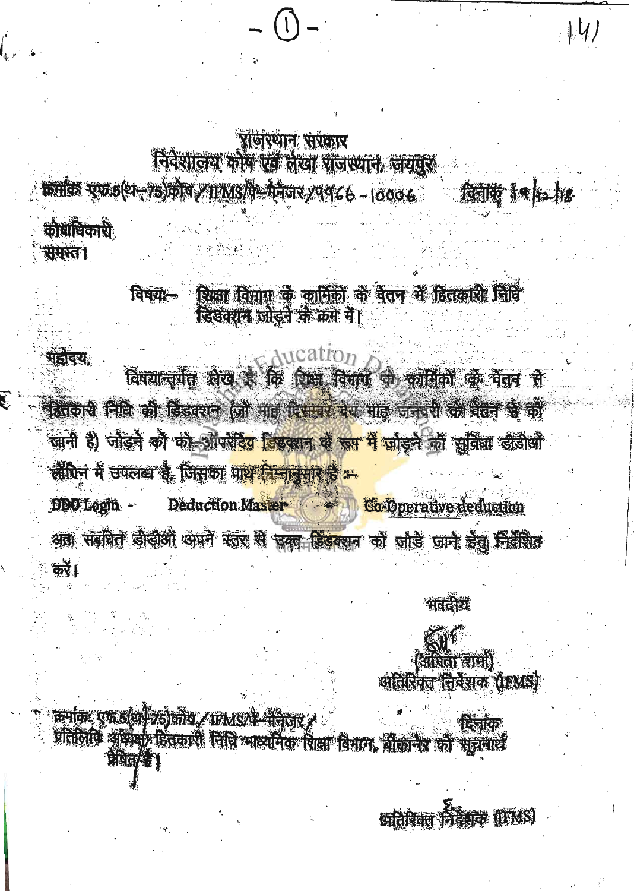राजस्थान सरकार
निदेशालय कोष एवं लेखा राजस्थान, जयपुर

क्रमांक एफ.5(थ-75)कोष/IFMS/पे-मैनेजर/9986-10006 दिनांक 19/12/18

कोषाधिकारी
समस्त।

विषयः— शिक्षा विभाग के कार्मिकों के वेतन में हितकारी निधि डिडक्शन जोड़ने के क्रम में।

महोदय,

विषयान्तर्गत लेख है कि शिक्षा विभाग के कार्मिकों के वेतन से हितकारी निधि की डिडक्शन (जो माह दिसम्बर देय माह जनवरी के वेतन से की जानी है) जोड़ने को को-ऑपरेटिव डिडक्शन के रूप में जोड़ने की सुविधा डीडीओ लॉगिन में उपलब्ध है, जिसका पाथ निम्नानुसार है :—

DDO Login - Deduction Master - Co-Operative deduction

अतः संबंधित डीडीओ अपने स्तर से उक्त डिडक्शन को जोड़े जाने हेतु निर्देशित करें।

भवदीय

(अमिता शर्मा)
अतिरिक्त निदेशक (IFMS)

क्रमांक एफ.5(थ-75)कोष/IFMS/पे-मैनेजर/ दिनांक

प्रतिलिपि अध्यक्ष, हितकारी निधि माध्यमिक शिक्षा विभाग, बीकानेर को सूचनार्थ प्रेषित है।

अतिरिक्त निदेशक (IFMS)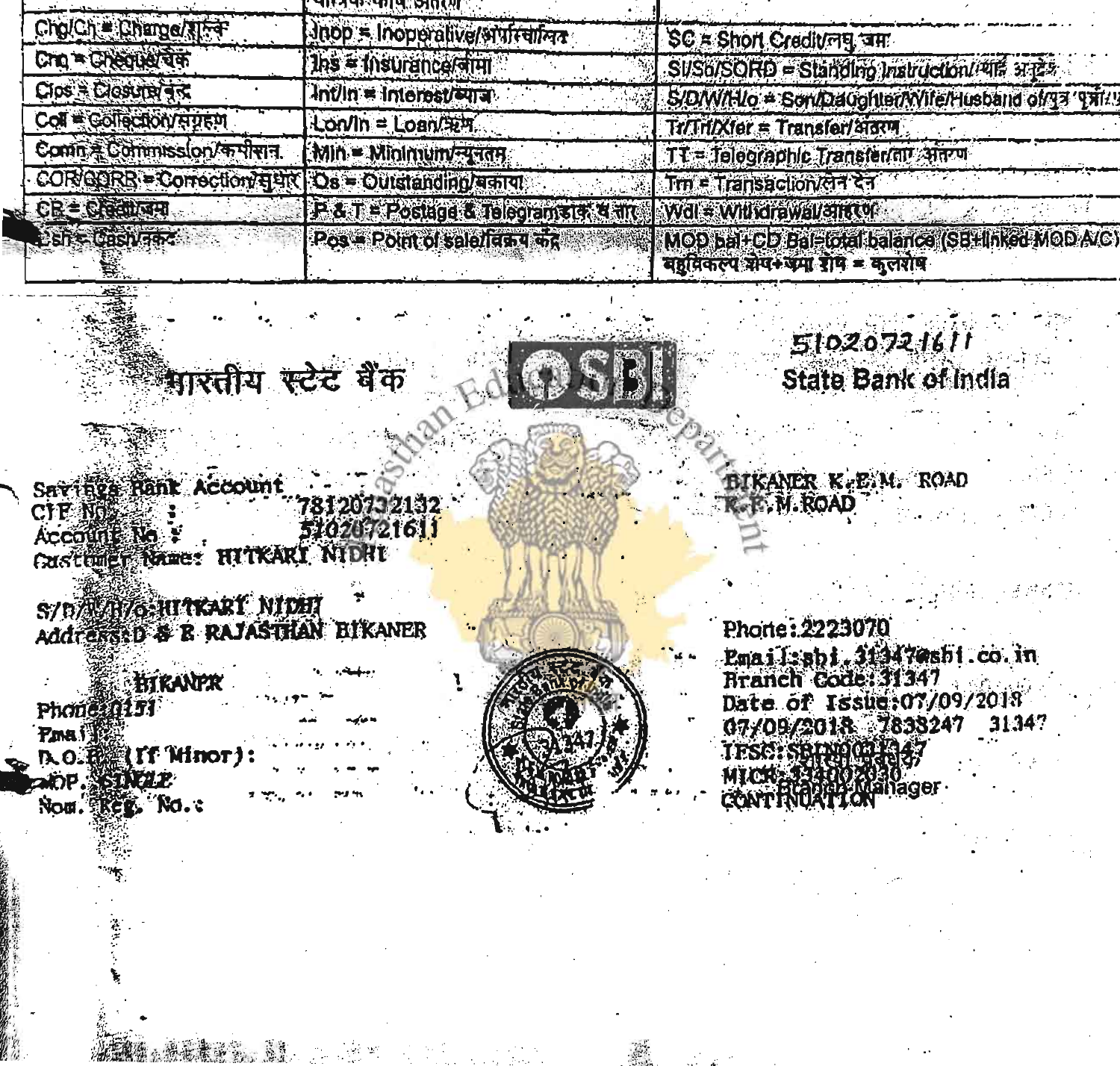| | | |
|---|---|---|
| Chg/Ch = Charge/शुल्क | Inop = Inoperative/अप्रचालित | SC = Short Credit/लघु जमा |
| Chq = Cheque/चेक | Ins = Insurance/बीमा | SI/So/SORD = Standing Instruction/स्थाई अनुदेश |
| Clos = Closure/बंद | Int/In = Interest/ब्याज | S/D/W/H/o = Son/Daughter/Wife/Husband of/पुत्र पुत्री |
| Coll = Collection/संग्रहण | Lon/ln = Loan/ऋण | Tr/Trf/Xfer = Transfer/अंतरण |
| Comm = Commission/कमीशन | Min = Minimum/न्यूनतम | TT = Telegraphic Transfer/तार अंतरण |
| COR/CORR = Correction/सुधार | Os = Outstanding/बकाया | Trn = Transaction/लेन देन |
| CR = Credit/जमा | P & T = Postage & Telegram/डाक व तार | Wdl = Withdrawal/आहरण |
| Csh = Cash/नकद | Pos = Point of sale/विक्रय केंद्र | MOD bal+CD Bal=total balance (SB+linked MOD A/C) बहुविकल्प शेष+जमा शेष = कुलशेष |

51020721611

भारतीय स्टेट बैंक

State Bank of India

Savings Bank Account

CIF No. : 78120732132

Account No : 51020721611

Customer Name: HITKARI NIDHI

S/D/W/H/o: HITKARI NIDHI

Address: D & E RAJASTHAN BIKANER

BIKANER

Phone: 0151

Email:

D.O.B. (If Minor):

MOP: SINGLE

Nom. Reg. No.:

BIKANER K.E.M. ROAD

K.E.M.ROAD

Phone: 2223070

Email: sbi.31347@sbi.co.in

Branch Code: 31347

Date of Issue: 07/09/2018

07/09/2018 7838247 31347

IFSC: SBIN0031347

MICR: 334002036

Branch Manager

CONTINUATION